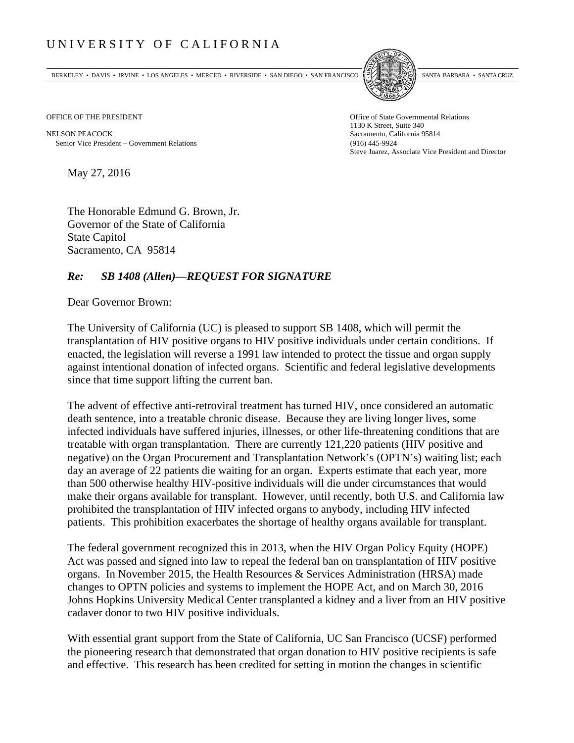# UNIVERSITY OF CALIFORNIA

BERKELEY • DAVIS • IRVINE • LOS ANGELES • MERCED • RIVERSIDE • SAN DIEGO • SAN FRANCISCO SANTA BARBARA • SANTA CRUZ

OFFICE OF THE PRESIDENT

NELSON PEACOCK
Senior Vice President – Government Relations

Office of State Governmental Relations
1130 K Street, Suite 340
Sacramento, California 95814
(916) 445-9924
Steve Juarez, Associate Vice President and Director

May 27, 2016

The Honorable Edmund G. Brown, Jr.
Governor of the State of California
State Capitol
Sacramento, CA 95814

***Re: SB 1408 (Allen)—REQUEST FOR SIGNATURE***

Dear Governor Brown:

The University of California (UC) is pleased to support SB 1408, which will permit the transplantation of HIV positive organs to HIV positive individuals under certain conditions. If enacted, the legislation will reverse a 1991 law intended to protect the tissue and organ supply against intentional donation of infected organs. Scientific and federal legislative developments since that time support lifting the current ban.

The advent of effective anti-retroviral treatment has turned HIV, once considered an automatic death sentence, into a treatable chronic disease. Because they are living longer lives, some infected individuals have suffered injuries, illnesses, or other life-threatening conditions that are treatable with organ transplantation. There are currently 121,220 patients (HIV positive and negative) on the Organ Procurement and Transplantation Network's (OPTN's) waiting list; each day an average of 22 patients die waiting for an organ. Experts estimate that each year, more than 500 otherwise healthy HIV-positive individuals will die under circumstances that would make their organs available for transplant. However, until recently, both U.S. and California law prohibited the transplantation of HIV infected organs to anybody, including HIV infected patients. This prohibition exacerbates the shortage of healthy organs available for transplant.

The federal government recognized this in 2013, when the HIV Organ Policy Equity (HOPE) Act was passed and signed into law to repeal the federal ban on transplantation of HIV positive organs. In November 2015, the Health Resources & Services Administration (HRSA) made changes to OPTN policies and systems to implement the HOPE Act, and on March 30, 2016 Johns Hopkins University Medical Center transplanted a kidney and a liver from an HIV positive cadaver donor to two HIV positive individuals.

With essential grant support from the State of California, UC San Francisco (UCSF) performed the pioneering research that demonstrated that organ donation to HIV positive recipients is safe and effective. This research has been credited for setting in motion the changes in scientific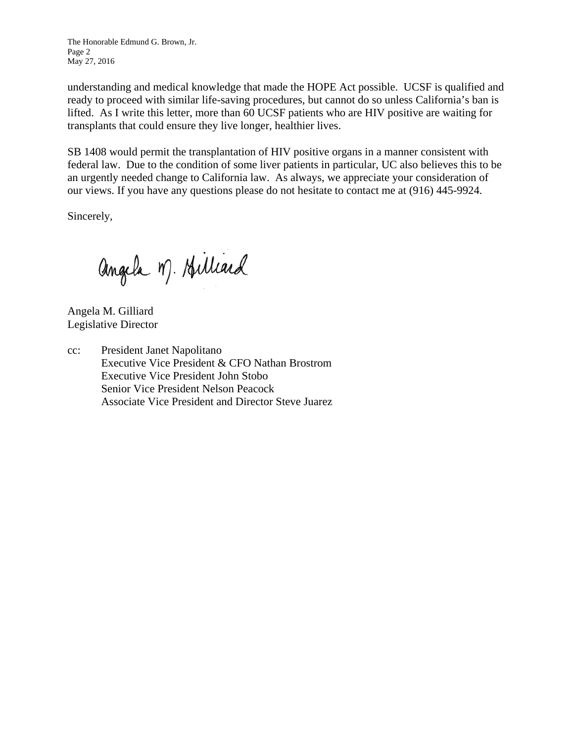understanding and medical knowledge that made the HOPE Act possible. UCSF is qualified and ready to proceed with similar life-saving procedures, but cannot do so unless California's ban is lifted. As I write this letter, more than 60 UCSF patients who are HIV positive are waiting for transplants that could ensure they live longer, healthier lives.

SB 1408 would permit the transplantation of HIV positive organs in a manner consistent with federal law. Due to the condition of some liver patients in particular, UC also believes this to be an urgently needed change to California law. As always, we appreciate your consideration of our views. If you have any questions please do not hesitate to contact me at (916) 445-9924.

Sincerely,

Angela M. Gilliard
Legislative Director

cc: President Janet Napolitano
Executive Vice President & CFO Nathan Brostrom
Executive Vice President John Stobo
Senior Vice President Nelson Peacock
Associate Vice President and Director Steve Juarez